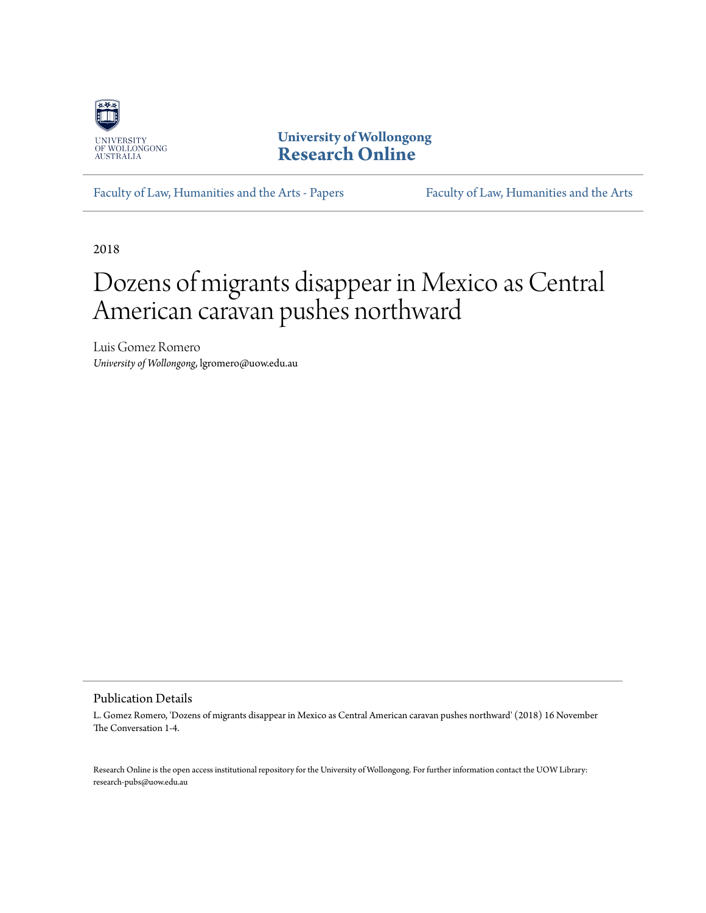UNIVERSITY OF WOLLONGONG AUSTRALIA

**University of Wollongong**
**Research Online**

Faculty of Law, Humanities and the Arts - Papers | Faculty of Law, Humanities and the Arts

2018

# Dozens of migrants disappear in Mexico as Central American caravan pushes northward

Luis Gomez Romero
*University of Wollongong*, lgromero@uow.edu.au

## Publication Details

L. Gomez Romero, 'Dozens of migrants disappear in Mexico as Central American caravan pushes northward' (2018) 16 November The Conversation 1-4.

Research Online is the open access institutional repository for the University of Wollongong. For further information contact the UOW Library: research-pubs@uow.edu.au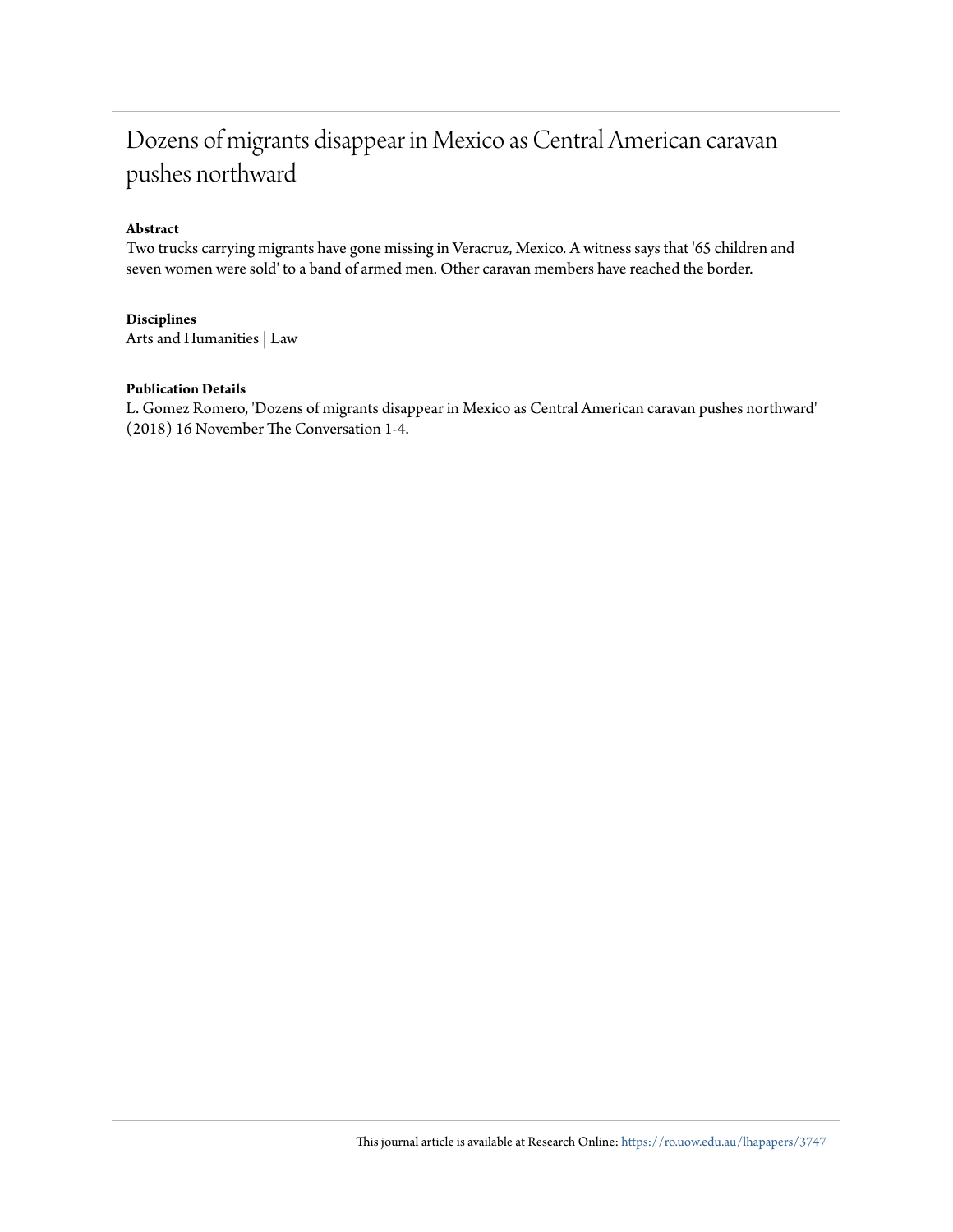# Dozens of migrants disappear in Mexico as Central American caravan pushes northward

**Abstract**

Two trucks carrying migrants have gone missing in Veracruz, Mexico. A witness says that '65 children and seven women were sold' to a band of armed men. Other caravan members have reached the border.

**Disciplines**

Arts and Humanities | Law

**Publication Details**

L. Gomez Romero, 'Dozens of migrants disappear in Mexico as Central American caravan pushes northward' (2018) 16 November The Conversation 1-4.

This journal article is available at Research Online: https://ro.uow.edu.au/lhapapers/3747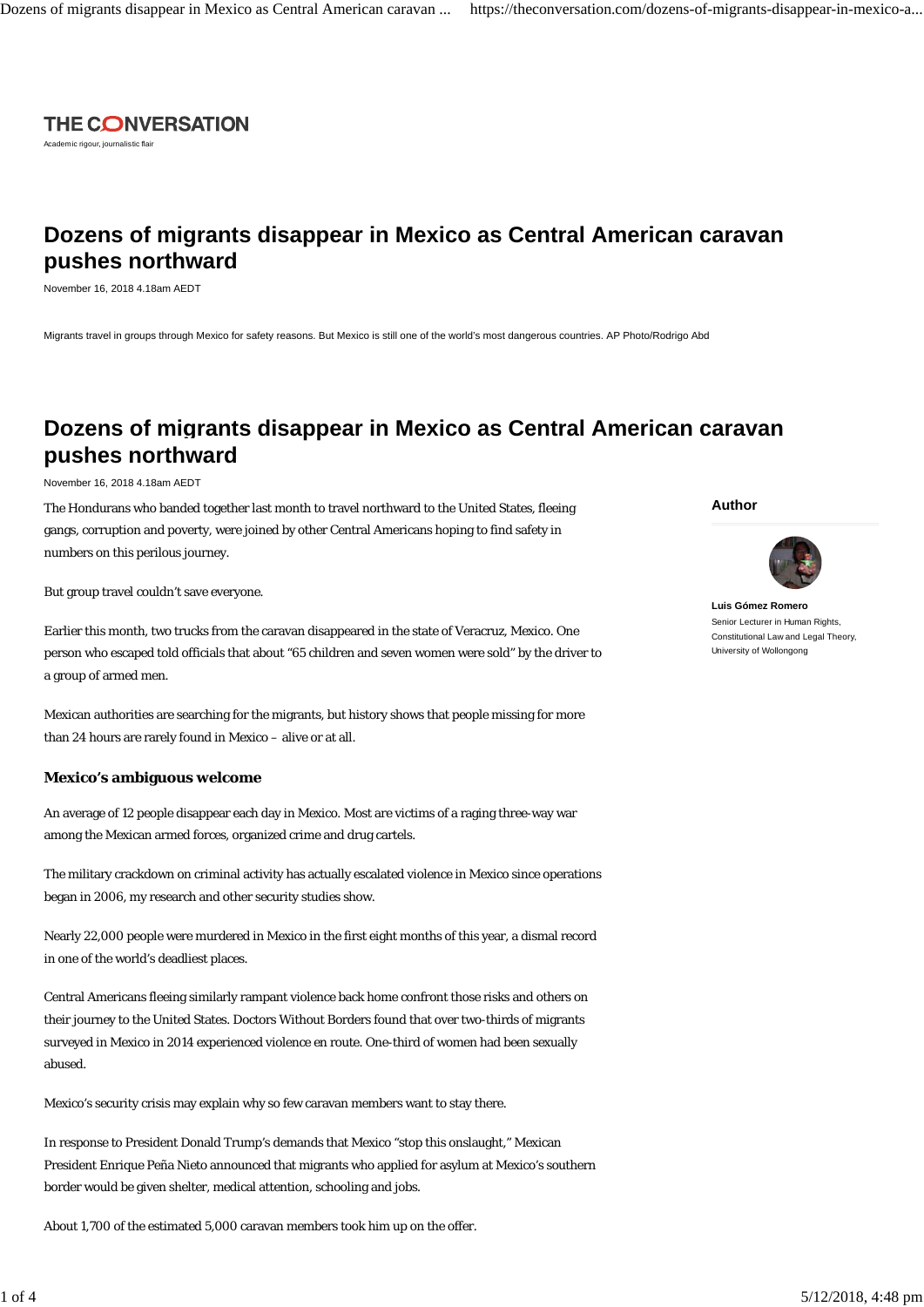THE CONVERSATION

Academic rigour, journalistic flair

# Dozens of migrants disappear in Mexico as Central American caravan pushes northward

November 16, 2018 4.18am AEDT

Migrants travel in groups through Mexico for safety reasons. But Mexico is still one of the world's most dangerous countries. AP Photo/Rodrigo Abd

# Dozens of migrants disappear in Mexico as Central American caravan pushes northward

November 16, 2018 4.18am AEDT

**Author**

**Luis Gómez Romero**
Senior Lecturer in Human Rights, Constitutional Law and Legal Theory, University of Wollongong

The Hondurans who banded together last month to travel northward to the United States, fleeing gangs, corruption and poverty, were joined by other Central Americans hoping to find safety in numbers on this perilous journey.

But group travel couldn't save everyone.

Earlier this month, two trucks from the caravan disappeared in the state of Veracruz, Mexico. One person who escaped told officials that about "65 children and seven women were sold" by the driver to a group of armed men.

Mexican authorities are searching for the migrants, but history shows that people missing for more than 24 hours are rarely found in Mexico – alive or at all.

### Mexico's ambiguous welcome

An average of 12 people disappear each day in Mexico. Most are victims of a raging three-way war among the Mexican armed forces, organized crime and drug cartels.

The military crackdown on criminal activity has actually escalated violence in Mexico since operations began in 2006, my research and other security studies show.

Nearly 22,000 people were murdered in Mexico in the first eight months of this year, a dismal record in one of the world's deadliest places.

Central Americans fleeing similarly rampant violence back home confront those risks and others on their journey to the United States. Doctors Without Borders found that over two-thirds of migrants surveyed in Mexico in 2014 experienced violence en route. One-third of women had been sexually abused.

Mexico's security crisis may explain why so few caravan members want to stay there.

In response to President Donald Trump's demands that Mexico "stop this onslaught," Mexican President Enrique Peña Nieto announced that migrants who applied for asylum at Mexico's southern border would be given shelter, medical attention, schooling and jobs.

About 1,700 of the estimated 5,000 caravan members took him up on the offer.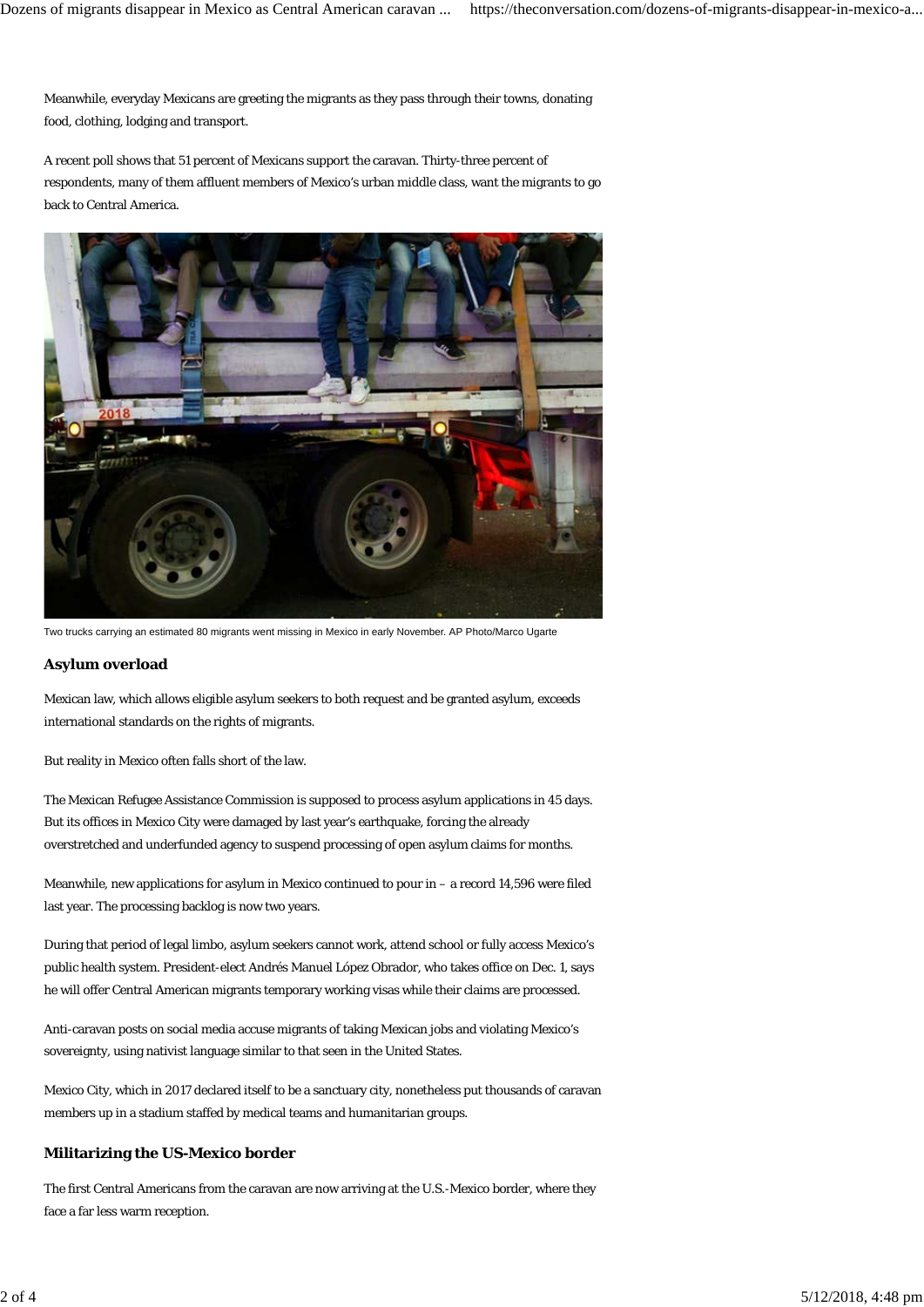Meanwhile, everyday Mexicans are greeting the migrants as they pass through their towns, donating food, clothing, lodging and transport.

A recent poll shows that 51 percent of Mexicans support the caravan. Thirty-three percent of respondents, many of them affluent members of Mexico's urban middle class, want the migrants to go back to Central America.

Two trucks carrying an estimated 80 migrants went missing in Mexico in early November. AP Photo/Marco Ugarte

## Asylum overload

Mexican law, which allows eligible asylum seekers to both request and be granted asylum, exceeds international standards on the rights of migrants.

But reality in Mexico often falls short of the law.

The Mexican Refugee Assistance Commission is supposed to process asylum applications in 45 days. But its offices in Mexico City were damaged by last year's earthquake, forcing the already overstretched and underfunded agency to suspend processing of open asylum claims for months.

Meanwhile, new applications for asylum in Mexico continued to pour in – a record 14,596 were filed last year. The processing backlog is now two years.

During that period of legal limbo, asylum seekers cannot work, attend school or fully access Mexico's public health system. President-elect Andrés Manuel López Obrador, who takes office on Dec. 1, says he will offer Central American migrants temporary working visas while their claims are processed.

Anti-caravan posts on social media accuse migrants of taking Mexican jobs and violating Mexico's sovereignty, using nativist language similar to that seen in the United States.

Mexico City, which in 2017 declared itself to be a sanctuary city, nonetheless put thousands of caravan members up in a stadium staffed by medical teams and humanitarian groups.

## Militarizing the US-Mexico border

The first Central Americans from the caravan are now arriving at the U.S.-Mexico border, where they face a far less warm reception.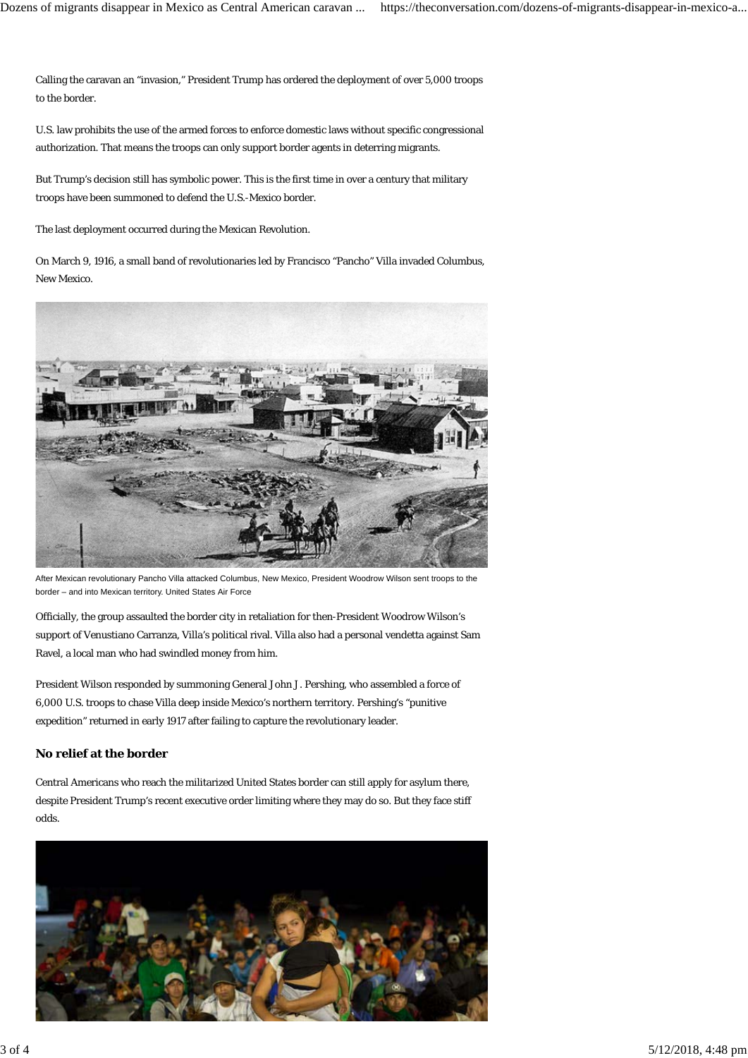Calling the caravan an "invasion," President Trump has ordered the deployment of over 5,000 troops to the border.

U.S. law prohibits the use of the armed forces to enforce domestic laws without specific congressional authorization. That means the troops can only support border agents in deterring migrants.

But Trump's decision still has symbolic power. This is the first time in over a century that military troops have been summoned to defend the U.S.-Mexico border.

The last deployment occurred during the Mexican Revolution.

On March 9, 1916, a small band of revolutionaries led by Francisco "Pancho" Villa invaded Columbus, New Mexico.

After Mexican revolutionary Pancho Villa attacked Columbus, New Mexico, President Woodrow Wilson sent troops to the border – and into Mexican territory. United States Air Force

Officially, the group assaulted the border city in retaliation for then-President Woodrow Wilson's support of Venustiano Carranza, Villa's political rival. Villa also had a personal vendetta against Sam Ravel, a local man who had swindled money from him.

President Wilson responded by summoning General John J. Pershing, who assembled a force of 6,000 U.S. troops to chase Villa deep inside Mexico's northern territory. Pershing's "punitive expedition" returned in early 1917 after failing to capture the revolutionary leader.

## No relief at the border

Central Americans who reach the militarized United States border can still apply for asylum there, despite President Trump's recent executive order limiting where they may do so. But they face stiff odds.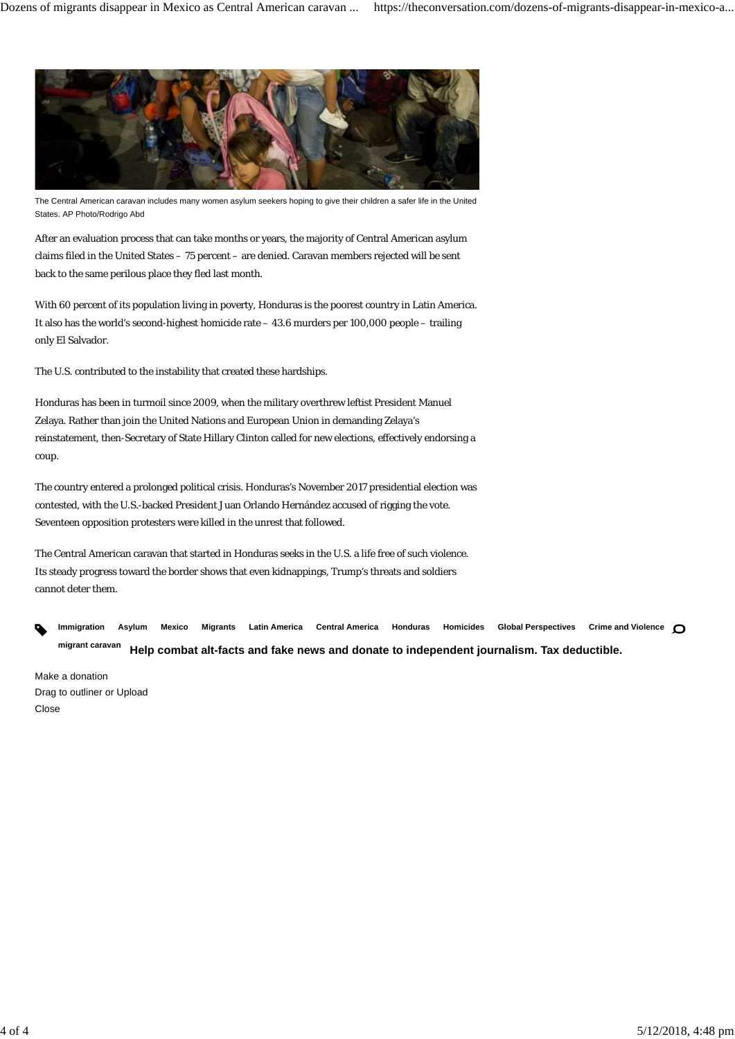The Central American caravan includes many women asylum seekers hoping to give their children a safer life in the United States. AP Photo/Rodrigo Abd

After an evaluation process that can take months or years, the majority of Central American asylum claims filed in the United States – 75 percent – are denied. Caravan members rejected will be sent back to the same perilous place they fled last month.

With 60 percent of its population living in poverty, Honduras is the poorest country in Latin America. It also has the world's second-highest homicide rate – 43.6 murders per 100,000 people – trailing only El Salvador.

The U.S. contributed to the instability that created these hardships.

Honduras has been in turmoil since 2009, when the military overthrew leftist President Manuel Zelaya. Rather than join the United Nations and European Union in demanding Zelaya's reinstatement, then-Secretary of State Hillary Clinton called for new elections, effectively endorsing a coup.

The country entered a prolonged political crisis. Honduras's November 2017 presidential election was contested, with the U.S.-backed President Juan Orlando Hernández accused of rigging the vote. Seventeen opposition protesters were killed in the unrest that followed.

The Central American caravan that started in Honduras seeks in the U.S. a life free of such violence. Its steady progress toward the border shows that even kidnappings, Trump's threats and soldiers cannot deter them.

**Immigration** **Asylum** **Mexico** **Migrants** **Latin America** **Central America** **Honduras** **Homicides** **Global Perspectives** **Crime and Violence** **migrant caravan**

**Help combat alt-facts and fake news and donate to independent journalism. Tax deductible.**

Make a donation
Drag to outliner or Upload
Close